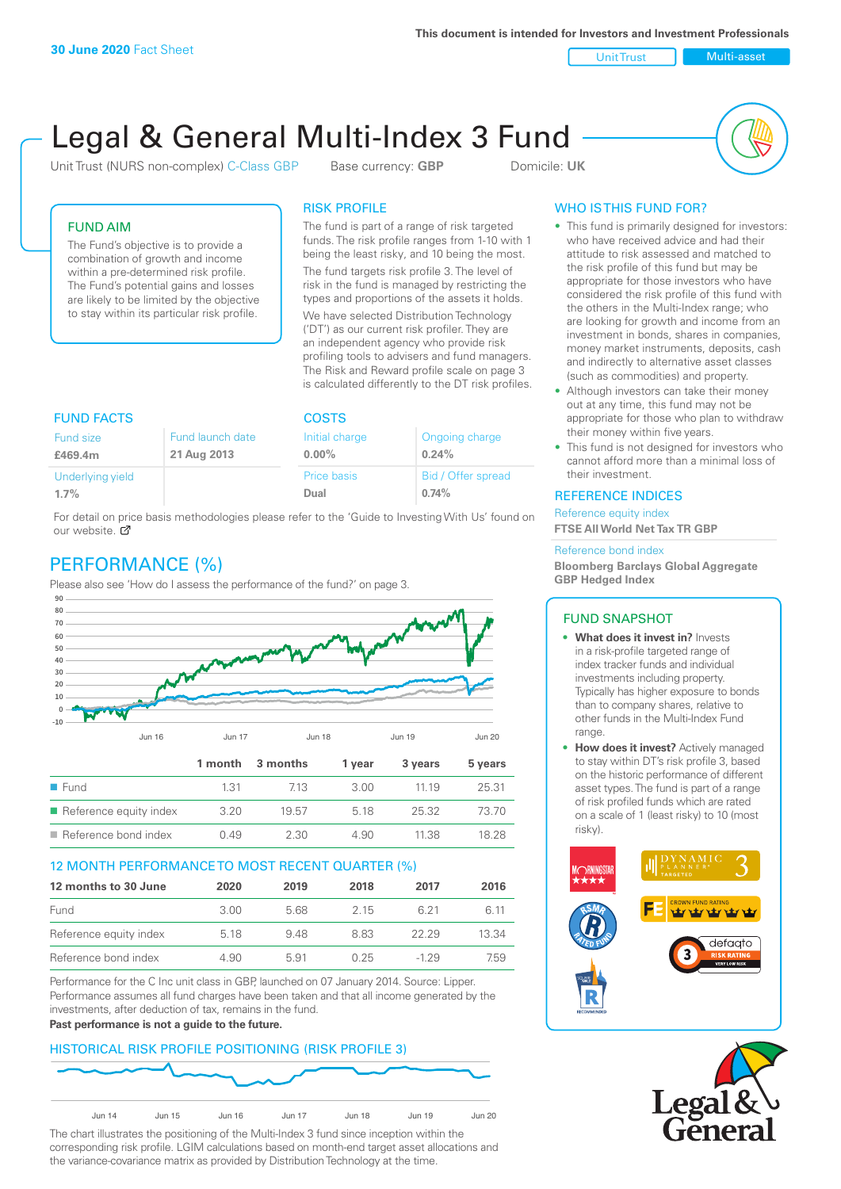30 June 2020 Fact Sheet

This document is intended for Investors and Investment Professionals

Unit Trust | Multi-asset

# Legal & General Multi-Index 3 Fund

Unit Trust (NURS non-complex) C-Class GBP  Base currency: **GBP**  Domicile: **UK**

## FUND AIM

The Fund's objective is to provide a combination of growth and income within a pre-determined risk profile. The Fund's potential gains and losses are likely to be limited by the objective to stay within its particular risk profile.

## RISK PROFILE

The fund is part of a range of risk targeted funds. The risk profile ranges from 1-10 with 1 being the least risky, and 10 being the most.

The fund targets risk profile 3. The level of risk in the fund is managed by restricting the types and proportions of the assets it holds.

We have selected Distribution Technology ('DT') as our current risk profiler. They are an independent agency who provide risk profiling tools to advisers and fund managers. The Risk and Reward profile scale on page 3 is calculated differently to the DT risk profiles.

## FUND FACTS

| Fund size | Fund launch date |
|---|---|
| **£469.4m** | **21 Aug 2013** |
| Underlying yield | |
| **1.7%** | |

## COSTS

| Initial charge | Ongoing charge |
|---|---|
| **0.00%** | **0.24%** |
| Price basis | Bid / Offer spread |
| **Dual** | **0.74%** |

For detail on price basis methodologies please refer to the 'Guide to Investing With Us' found on our website.

## PERFORMANCE (%)

Please also see 'How do I assess the performance of the fund?' on page 3.

| | 1 month | 3 months | 1 year | 3 years | 5 years |
|---|---|---|---|---|---|
| Fund | 1.31 | 7.13 | 3.00 | 11.19 | 25.31 |
| Reference equity index | 3.20 | 19.57 | 5.18 | 25.32 | 73.70 |
| Reference bond index | 0.49 | 2.30 | 4.90 | 11.38 | 18.28 |

## 12 MONTH PERFORMANCE TO MOST RECENT QUARTER (%)

| 12 months to 30 June | 2020 | 2019 | 2018 | 2017 | 2016 |
|---|---|---|---|---|---|
| Fund | 3.00 | 5.68 | 2.15 | 6.21 | 6.11 |
| Reference equity index | 5.18 | 9.48 | 8.83 | 22.29 | 13.34 |
| Reference bond index | 4.90 | 5.91 | 0.25 | -1.29 | 7.59 |

Performance for the C Inc unit class in GBP, launched on 07 January 2014. Source: Lipper. Performance assumes all fund charges have been taken and that all income generated by the investments, after deduction of tax, remains in the fund.

**Past performance is not a guide to the future.**

## HISTORICAL RISK PROFILE POSITIONING (RISK PROFILE 3)

The chart illustrates the positioning of the Multi-Index 3 fund since inception within the corresponding risk profile. LGIM calculations based on month-end target asset allocations and the variance-covariance matrix as provided by Distribution Technology at the time.

## WHO IS THIS FUND FOR?

- This fund is primarily designed for investors: who have received advice and had their attitude to risk assessed and matched to the risk profile of this fund but may be appropriate for those investors who have considered the risk profile of this fund with the others in the Multi-Index range; who are looking for growth and income from an investment in bonds, shares in companies, money market instruments, deposits, cash and indirectly to alternative asset classes (such as commodities) and property.
- Although investors can take their money out at any time, this fund may not be appropriate for those who plan to withdraw their money within five years.
- This fund is not designed for investors who cannot afford more than a minimal loss of their investment.

## REFERENCE INDICES

Reference equity index
**FTSE All World Net Tax TR GBP**

Reference bond index
**Bloomberg Barclays Global Aggregate GBP Hedged Index**

## FUND SNAPSHOT

- **What does it invest in?** Invests in a risk-profile targeted range of index tracker funds and individual investments including property. Typically has higher exposure to bonds than to company shares, relative to other funds in the Multi-Index Fund range.
- **How does it invest?** Actively managed to stay within DT's risk profile 3, based on the historic performance of different asset types. The fund is part of a range of risk profiled funds which are rated on a scale of 1 (least risky) to 10 (most risky).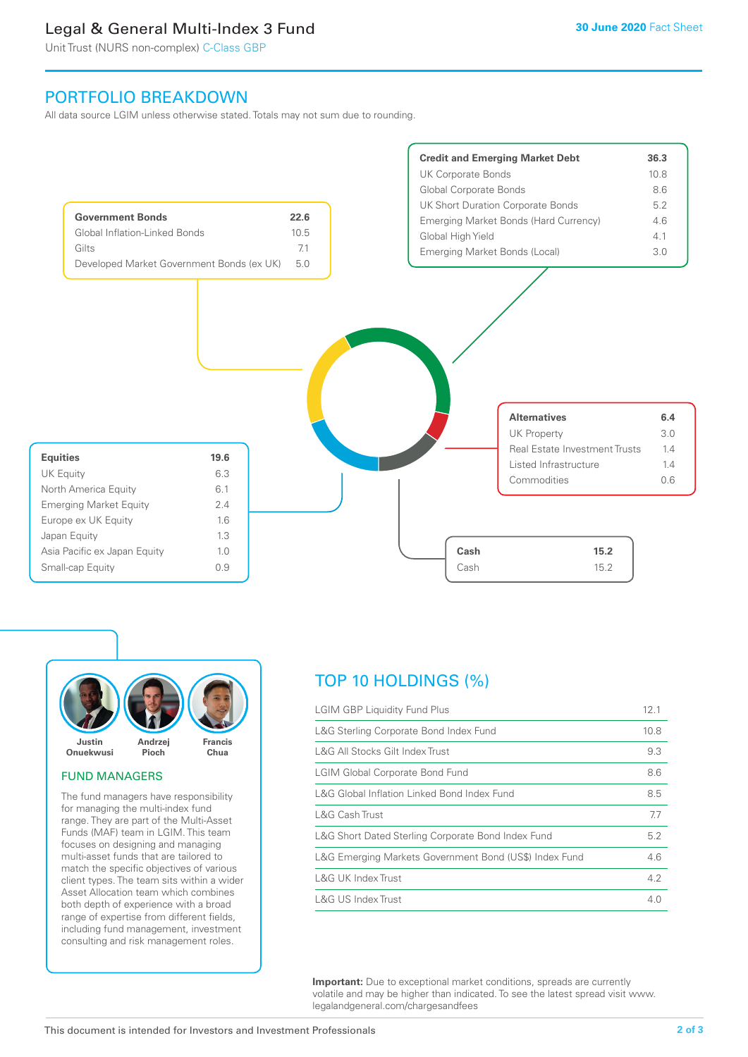# Legal & General Multi-Index 3 Fund

Unit Trust (NURS non-complex) C-Class GBP

**30 June 2020** Fact Sheet

## PORTFOLIO BREAKDOWN

All data source LGIM unless otherwise stated. Totals may not sum due to rounding.

| **Government Bonds** | **22.6** |
|---|---|
| Global Inflation-Linked Bonds | 10.5 |
| Gilts | 7.1 |
| Developed Market Government Bonds (ex UK) | 5.0 |

| **Credit and Emerging Market Debt** | **36.3** |
|---|---|
| UK Corporate Bonds | 10.8 |
| Global Corporate Bonds | 8.6 |
| UK Short Duration Corporate Bonds | 5.2 |
| Emerging Market Bonds (Hard Currency) | 4.6 |
| Global High Yield | 4.1 |
| Emerging Market Bonds (Local) | 3.0 |

| **Alternatives** | **6.4** |
|---|---|
| UK Property | 3.0 |
| Real Estate Investment Trusts | 1.4 |
| Listed Infrastructure | 1.4 |
| Commodities | 0.6 |

| **Equities** | **19.6** |
|---|---|
| UK Equity | 6.3 |
| North America Equity | 6.1 |
| Emerging Market Equity | 2.4 |
| Europe ex UK Equity | 1.6 |
| Japan Equity | 1.3 |
| Asia Pacific ex Japan Equity | 1.0 |
| Small-cap Equity | 0.9 |

| **Cash** | **15.2** |
|---|---|
| Cash | 15.2 |

Justin Onuekwusi, Andrzej Pioch, Francis Chua

### FUND MANAGERS

The fund managers have responsibility for managing the multi-index fund range. They are part of the Multi-Asset Funds (MAF) team in LGIM. This team focuses on designing and managing multi-asset funds that are tailored to match the specific objectives of various client types. The team sits within a wider Asset Allocation team which combines both depth of experience with a broad range of expertise from different fields, including fund management, investment consulting and risk management roles.

## TOP 10 HOLDINGS (%)

| Holding | % |
|---|---|
| LGIM GBP Liquidity Fund Plus | 12.1 |
| L&G Sterling Corporate Bond Index Fund | 10.8 |
| L&G All Stocks Gilt Index Trust | 9.3 |
| LGIM Global Corporate Bond Fund | 8.6 |
| L&G Global Inflation Linked Bond Index Fund | 8.5 |
| L&G Cash Trust | 7.7 |
| L&G Short Dated Sterling Corporate Bond Index Fund | 5.2 |
| L&G Emerging Markets Government Bond (US$) Index Fund | 4.6 |
| L&G UK Index Trust | 4.2 |
| L&G US Index Trust | 4.0 |

**Important:** Due to exceptional market conditions, spreads are currently volatile and may be higher than indicated. To see the latest spread visit www.legalandgeneral.com/chargesandfees

This document is intended for Investors and Investment Professionals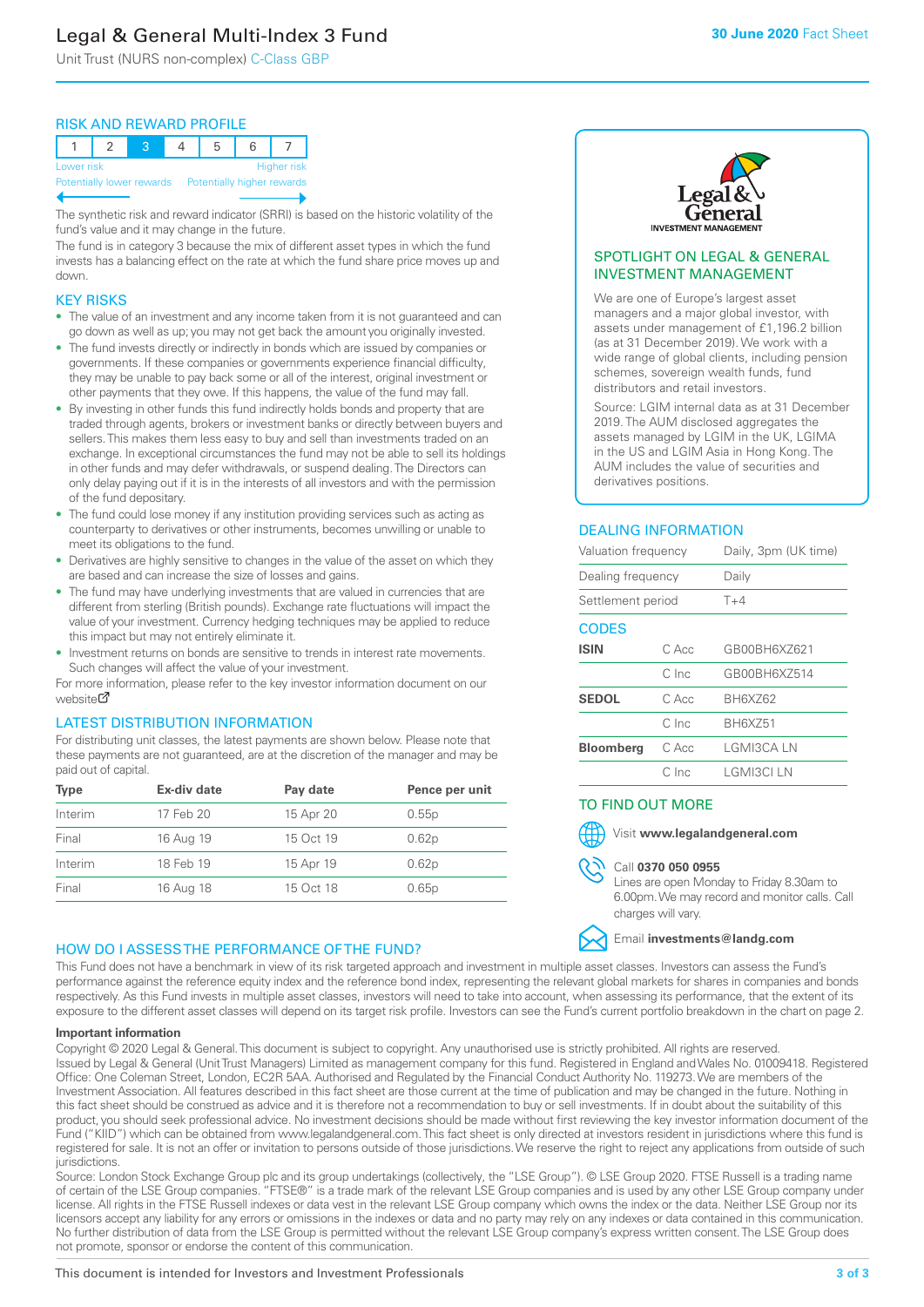# Legal & General Multi-Index 3 Fund

Unit Trust (NURS non-complex) C-Class GBP

**30 June 2020** Fact Sheet

## RISK AND REWARD PROFILE

| 1 | 2 | 3 | 4 | 5 | 6 | 7 |
|---|---|---|---|---|---|---|

Lower risk — Higher risk

Potentially lower rewards — Potentially higher rewards

The synthetic risk and reward indicator (SRRI) is based on the historic volatility of the fund's value and it may change in the future.

The fund is in category 3 because the mix of different asset types in which the fund invests has a balancing effect on the rate at which the fund share price moves up and down.

## KEY RISKS

- The value of an investment and any income taken from it is not guaranteed and can go down as well as up; you may not get back the amount you originally invested.
- The fund invests directly or indirectly in bonds which are issued by companies or governments. If these companies or governments experience financial difficulty, they may be unable to pay back some or all of the interest, original investment or other payments that they owe. If this happens, the value of the fund may fall.
- By investing in other funds this fund indirectly holds bonds and property that are traded through agents, brokers or investment banks or directly between buyers and sellers. This makes them less easy to buy and sell than investments traded on an exchange. In exceptional circumstances the fund may not be able to sell its holdings in other funds and may defer withdrawals, or suspend dealing. The Directors can only delay paying out if it is in the interests of all investors and with the permission of the fund depositary.
- The fund could lose money if any institution providing services such as acting as counterparty to derivatives or other instruments, becomes unwilling or unable to meet its obligations to the fund.
- Derivatives are highly sensitive to changes in the value of the asset on which they are based and can increase the size of losses and gains.
- The fund may have underlying investments that are valued in currencies that are different from sterling (British pounds). Exchange rate fluctuations will impact the value of your investment. Currency hedging techniques may be applied to reduce this impact but may not entirely eliminate it.
- Investment returns on bonds are sensitive to trends in interest rate movements. Such changes will affect the value of your investment.

For more information, please refer to the key investor information document on our website

## LATEST DISTRIBUTION INFORMATION

For distributing unit classes, the latest payments are shown below. Please note that these payments are not guaranteed, are at the discretion of the manager and may be paid out of capital.

| Type | Ex-div date | Pay date | Pence per unit |
|---|---|---|---|
| Interim | 17 Feb 20 | 15 Apr 20 | 0.55p |
| Final | 16 Aug 19 | 15 Oct 19 | 0.62p |
| Interim | 18 Feb 19 | 15 Apr 19 | 0.62p |
| Final | 16 Aug 18 | 15 Oct 18 | 0.65p |

## SPOTLIGHT ON LEGAL & GENERAL INVESTMENT MANAGEMENT

We are one of Europe's largest asset managers and a major global investor, with assets under management of £1,196.2 billion (as at 31 December 2019). We work with a wide range of global clients, including pension schemes, sovereign wealth funds, fund distributors and retail investors.

Source: LGIM internal data as at 31 December 2019. The AUM disclosed aggregates the assets managed by LGIM in the UK, LGIMA in the US and LGIM Asia in Hong Kong. The AUM includes the value of securities and derivatives positions.

## DEALING INFORMATION

| | |
|---|---|
| Valuation frequency | Daily, 3pm (UK time) |
| Dealing frequency | Daily |
| Settlement period | T+4 |

## CODES

| | | |
|---|---|---|
| **ISIN** | C Acc | GB00BH6XZ621 |
| | C Inc | GB00BH6XZ514 |
| **SEDOL** | C Acc | BH6XZ62 |
| | C Inc | BH6XZ51 |
| **Bloomberg** | C Acc | LGMI3CA LN |
| | C Inc | LGMI3CI LN |

## TO FIND OUT MORE

Visit **www.legalandgeneral.com**

Call **0370 050 0955**
Lines are open Monday to Friday 8.30am to 6.00pm. We may record and monitor calls. Call charges will vary.

Email **investments@landg.com**

## HOW DO I ASSESS THE PERFORMANCE OF THE FUND?

This Fund does not have a benchmark in view of its risk targeted approach and investment in multiple asset classes. Investors can assess the Fund's performance against the reference equity index and the reference bond index, representing the relevant global markets for shares in companies and bonds respectively. As this Fund invests in multiple asset classes, investors will need to take into account, when assessing its performance, that the extent of its exposure to the different asset classes will depend on its target risk profile. Investors can see the Fund's current portfolio breakdown in the chart on page 2.

**Important information**

Copyright © 2020 Legal & General. This document is subject to copyright. Any unauthorised use is strictly prohibited. All rights are reserved.

Issued by Legal & General (Unit Trust Managers) Limited as management company for this fund. Registered in England and Wales No. 01009418. Registered Office: One Coleman Street, London, EC2R 5AA. Authorised and Regulated by the Financial Conduct Authority No. 119273. We are members of the Investment Association. All features described in this fact sheet are those current at the time of publication and may be changed in the future. Nothing in this fact sheet should be construed as advice and it is therefore not a recommendation to buy or sell investments. If in doubt about the suitability of this product, you should seek professional advice. No investment decisions should be made without first reviewing the key investor information document of the Fund ("KIID") which can be obtained from www.legalandgeneral.com. This fact sheet is only directed at investors resident in jurisdictions where this fund is registered for sale. It is not an offer or invitation to persons outside of those jurisdictions. We reserve the right to reject any applications from outside of such jurisdictions.

Source: London Stock Exchange Group plc and its group undertakings (collectively, the "LSE Group"). © LSE Group 2020. FTSE Russell is a trading name of certain of the LSE Group companies. "FTSE®" is a trade mark of the relevant LSE Group companies and is used by any other LSE Group company under license. All rights in the FTSE Russell indexes or data vest in the relevant LSE Group company which owns the index or the data. Neither LSE Group nor its licensors accept any liability for any errors or omissions in the indexes or data and no party may rely on any indexes or data contained in this communication. No further distribution of data from the LSE Group is permitted without the relevant LSE Group company's express written consent. The LSE Group does not promote, sponsor or endorse the content of this communication.

This document is intended for Investors and Investment Professionals